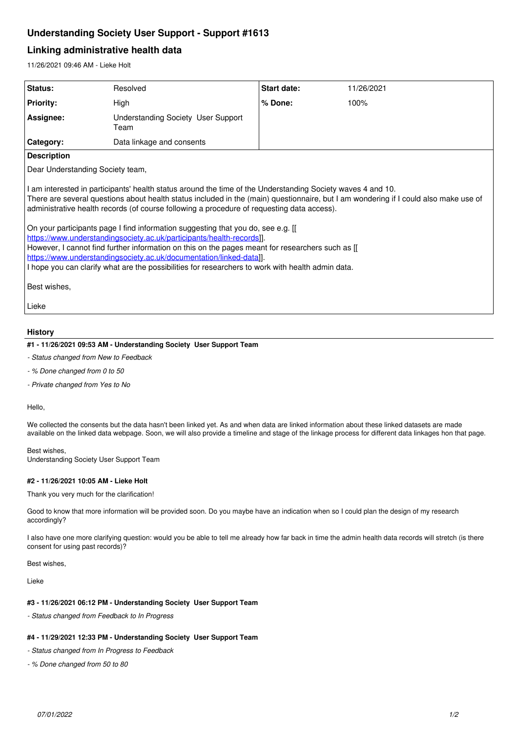# Understanding Society User Support - Support #1613

## Linking administrative health data

11/26/2021 09:46 AM - Lieke Holt

| Status: | Resolved | Start date: | 11/26/2021 |
|---|---|---|---|
| Priority: | High | % Done: | 100% |
| Assignee: | Understanding Society User Support Team | | |
| Category: | Data linkage and consents | | |

**Description**

Dear Understanding Society team,

I am interested in participants' health status around the time of the Understanding Society waves 4 and 10.
There are several questions about health status included in the (main) questionnaire, but I am wondering if I could also make use of administrative health records (of course following a procedure of requesting data access).

On your participants page I find information suggesting that you do, see e.g. [[ https://www.understandingsociety.ac.uk/participants/health-records]].
However, I cannot find further information on this on the pages meant for researchers such as [[ https://www.understandingsociety.ac.uk/documentation/linked-data]].
I hope you can clarify what are the possibilities for researchers to work with health admin data.

Best wishes,

Lieke

### History

#### #1 - 11/26/2021 09:53 AM - Understanding Society User Support Team

- *Status changed from New to Feedback*
- *% Done changed from 0 to 50*
- *Private changed from Yes to No*

Hello,

We collected the consents but the data hasn't been linked yet. As and when data are linked information about these linked datasets are made available on the linked data webpage. Soon, we will also provide a timeline and stage of the linkage process for different data linkages hon that page.

Best wishes,
Understanding Society User Support Team

#### #2 - 11/26/2021 10:05 AM - Lieke Holt

Thank you very much for the clarification!

Good to know that more information will be provided soon. Do you maybe have an indication when so I could plan the design of my research accordingly?

I also have one more clarifying question: would you be able to tell me already how far back in time the admin health data records will stretch (is there consent for using past records)?

Best wishes,

Lieke

#### #3 - 11/26/2021 06:12 PM - Understanding Society User Support Team

- *Status changed from Feedback to In Progress*

#### #4 - 11/29/2021 12:33 PM - Understanding Society User Support Team

- *Status changed from In Progress to Feedback*
- *% Done changed from 50 to 80*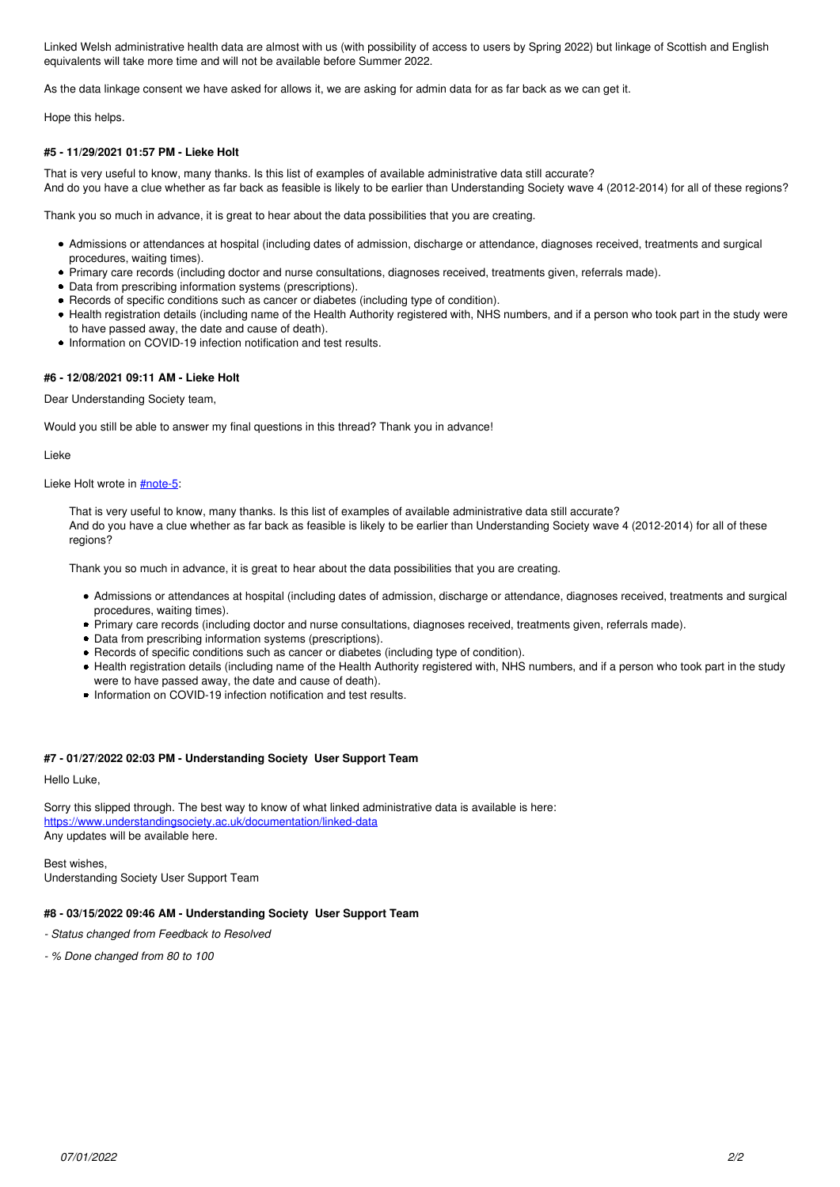Linked Welsh administrative health data are almost with us (with possibility of access to users by Spring 2022) but linkage of Scottish and English equivalents will take more time and will not be available before Summer 2022.

As the data linkage consent we have asked for allows it, we are asking for admin data for as far back as we can get it.

Hope this helps.

#### #5 - 11/29/2021 01:57 PM - Lieke Holt

That is very useful to know, many thanks. Is this list of examples of available administrative data still accurate?
And do you have a clue whether as far back as feasible is likely to be earlier than Understanding Society wave 4 (2012-2014) for all of these regions?

Thank you so much in advance, it is great to hear about the data possibilities that you are creating.

- Admissions or attendances at hospital (including dates of admission, discharge or attendance, diagnoses received, treatments and surgical procedures, waiting times).
- Primary care records (including doctor and nurse consultations, diagnoses received, treatments given, referrals made).
- Data from prescribing information systems (prescriptions).
- Records of specific conditions such as cancer or diabetes (including type of condition).
- Health registration details (including name of the Health Authority registered with, NHS numbers, and if a person who took part in the study were to have passed away, the date and cause of death).
- Information on COVID-19 infection notification and test results.

#### #6 - 12/08/2021 09:11 AM - Lieke Holt

Dear Understanding Society team,

Would you still be able to answer my final questions in this thread? Thank you in advance!

Lieke

Lieke Holt wrote in #note-5:

> That is very useful to know, many thanks. Is this list of examples of available administrative data still accurate?
> And do you have a clue whether as far back as feasible is likely to be earlier than Understanding Society wave 4 (2012-2014) for all of these regions?
>
> Thank you so much in advance, it is great to hear about the data possibilities that you are creating.
>
> - Admissions or attendances at hospital (including dates of admission, discharge or attendance, diagnoses received, treatments and surgical procedures, waiting times).
> - Primary care records (including doctor and nurse consultations, diagnoses received, treatments given, referrals made).
> - Data from prescribing information systems (prescriptions).
> - Records of specific conditions such as cancer or diabetes (including type of condition).
> - Health registration details (including name of the Health Authority registered with, NHS numbers, and if a person who took part in the study were to have passed away, the date and cause of death).
> - Information on COVID-19 infection notification and test results.

#### #7 - 01/27/2022 02:03 PM - Understanding Society User Support Team

Hello Luke,

Sorry this slipped through. The best way to know of what linked administrative data is available is here:
https://www.understandingsociety.ac.uk/documentation/linked-data
Any updates will be available here.

Best wishes,
Understanding Society User Support Team

#### #8 - 03/15/2022 09:46 AM - Understanding Society User Support Team

*- Status changed from Feedback to Resolved*

*- % Done changed from 80 to 100*